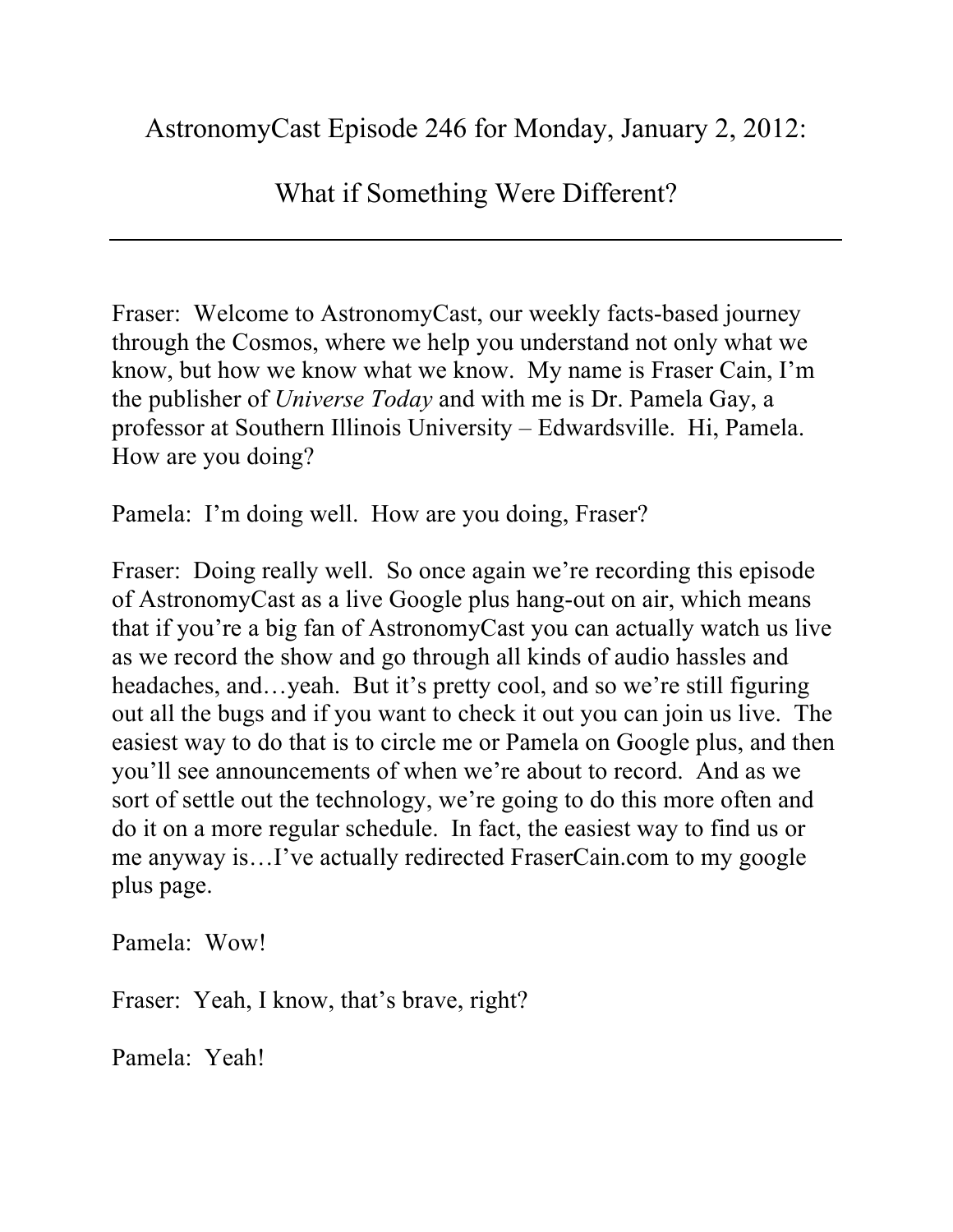# AstronomyCast Episode 246 for Monday, January 2, 2012:

# What if Something Were Different?

---

Fraser: Welcome to AstronomyCast, our weekly facts-based journey through the Cosmos, where we help you understand not only what we know, but how we know what we know. My name is Fraser Cain, I'm the publisher of *Universe Today* and with me is Dr. Pamela Gay, a professor at Southern Illinois University – Edwardsville. Hi, Pamela. How are you doing?

Pamela: I'm doing well. How are you doing, Fraser?

Fraser: Doing really well. So once again we're recording this episode of AstronomyCast as a live Google plus hang-out on air, which means that if you're a big fan of AstronomyCast you can actually watch us live as we record the show and go through all kinds of audio hassles and headaches, and…yeah. But it's pretty cool, and so we're still figuring out all the bugs and if you want to check it out you can join us live. The easiest way to do that is to circle me or Pamela on Google plus, and then you'll see announcements of when we're about to record. And as we sort of settle out the technology, we're going to do this more often and do it on a more regular schedule. In fact, the easiest way to find us or me anyway is…I've actually redirected FraserCain.com to my google plus page.

Pamela: Wow!

Fraser: Yeah, I know, that's brave, right?

Pamela: Yeah!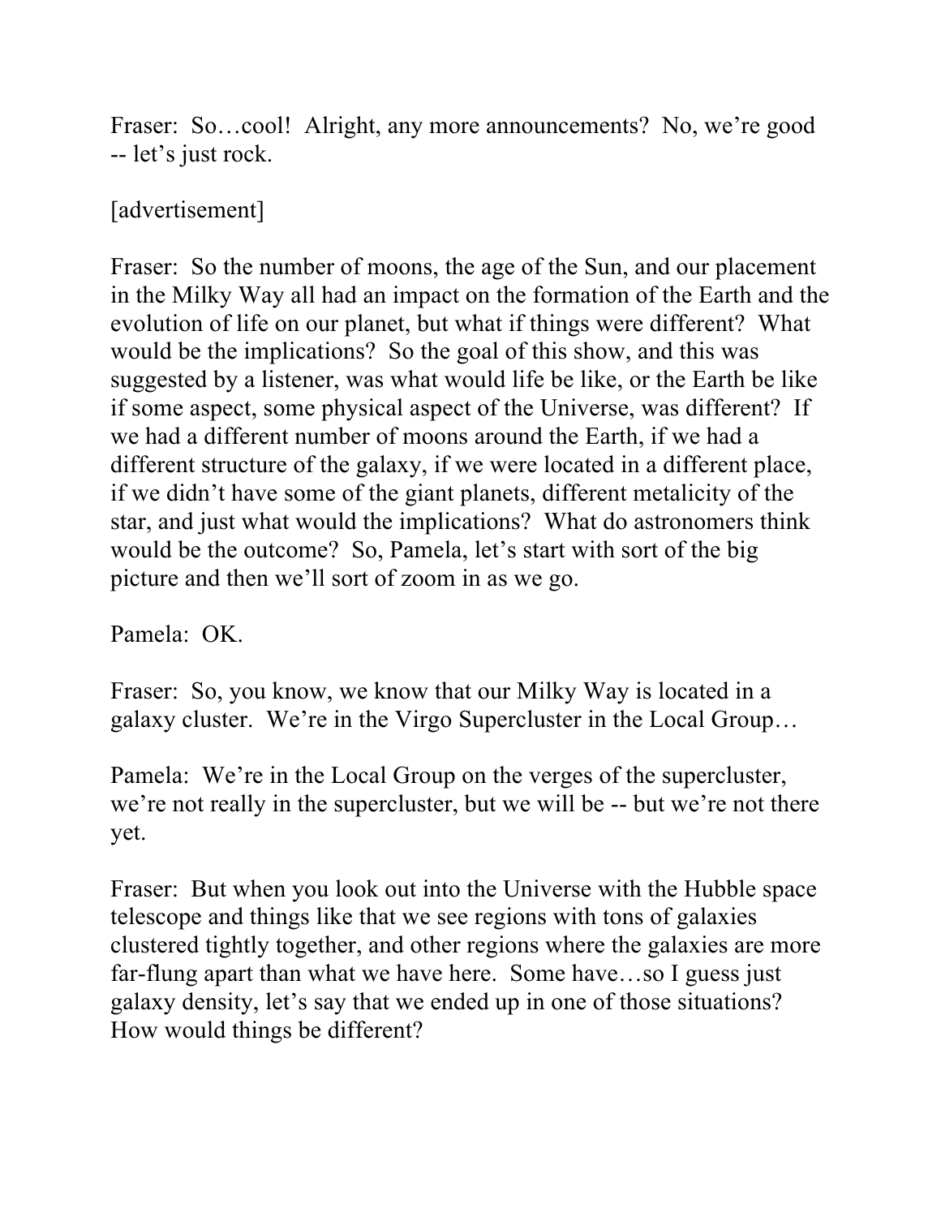Fraser: So…cool! Alright, any more announcements? No, we're good -- let's just rock.

[advertisement]

Fraser: So the number of moons, the age of the Sun, and our placement in the Milky Way all had an impact on the formation of the Earth and the evolution of life on our planet, but what if things were different? What would be the implications? So the goal of this show, and this was suggested by a listener, was what would life be like, or the Earth be like if some aspect, some physical aspect of the Universe, was different? If we had a different number of moons around the Earth, if we had a different structure of the galaxy, if we were located in a different place, if we didn't have some of the giant planets, different metalicity of the star, and just what would the implications? What do astronomers think would be the outcome? So, Pamela, let's start with sort of the big picture and then we'll sort of zoom in as we go.

Pamela: OK.

Fraser: So, you know, we know that our Milky Way is located in a galaxy cluster. We're in the Virgo Supercluster in the Local Group…

Pamela: We're in the Local Group on the verges of the supercluster, we're not really in the supercluster, but we will be -- but we're not there yet.

Fraser: But when you look out into the Universe with the Hubble space telescope and things like that we see regions with tons of galaxies clustered tightly together, and other regions where the galaxies are more far-flung apart than what we have here. Some have…so I guess just galaxy density, let's say that we ended up in one of those situations? How would things be different?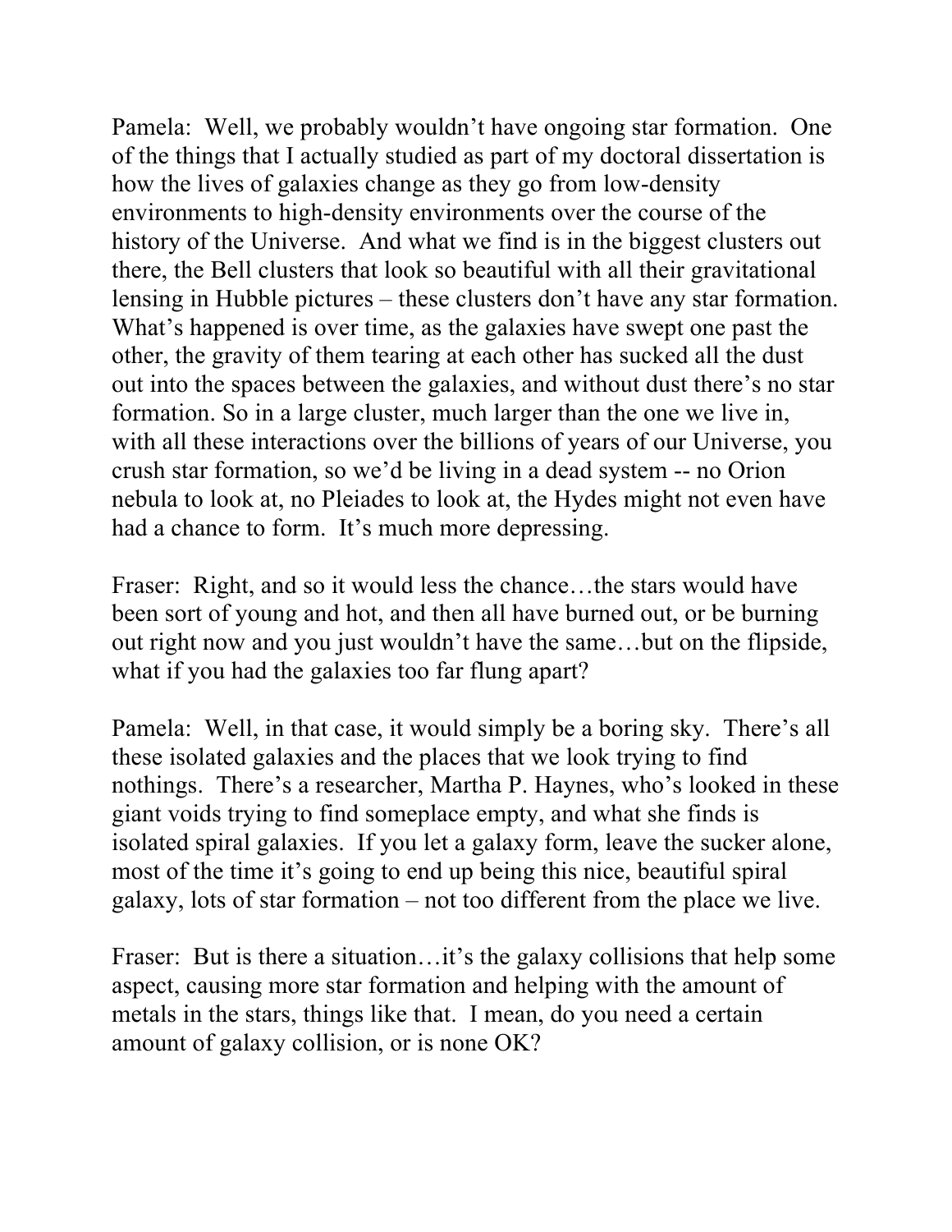Pamela: Well, we probably wouldn't have ongoing star formation. One of the things that I actually studied as part of my doctoral dissertation is how the lives of galaxies change as they go from low-density environments to high-density environments over the course of the history of the Universe. And what we find is in the biggest clusters out there, the Bell clusters that look so beautiful with all their gravitational lensing in Hubble pictures – these clusters don't have any star formation. What's happened is over time, as the galaxies have swept one past the other, the gravity of them tearing at each other has sucked all the dust out into the spaces between the galaxies, and without dust there's no star formation. So in a large cluster, much larger than the one we live in, with all these interactions over the billions of years of our Universe, you crush star formation, so we'd be living in a dead system -- no Orion nebula to look at, no Pleiades to look at, the Hydes might not even have had a chance to form. It's much more depressing.

Fraser: Right, and so it would less the chance…the stars would have been sort of young and hot, and then all have burned out, or be burning out right now and you just wouldn't have the same…but on the flipside, what if you had the galaxies too far flung apart?

Pamela: Well, in that case, it would simply be a boring sky. There's all these isolated galaxies and the places that we look trying to find nothings. There's a researcher, Martha P. Haynes, who's looked in these giant voids trying to find someplace empty, and what she finds is isolated spiral galaxies. If you let a galaxy form, leave the sucker alone, most of the time it's going to end up being this nice, beautiful spiral galaxy, lots of star formation – not too different from the place we live.

Fraser: But is there a situation…it's the galaxy collisions that help some aspect, causing more star formation and helping with the amount of metals in the stars, things like that. I mean, do you need a certain amount of galaxy collision, or is none OK?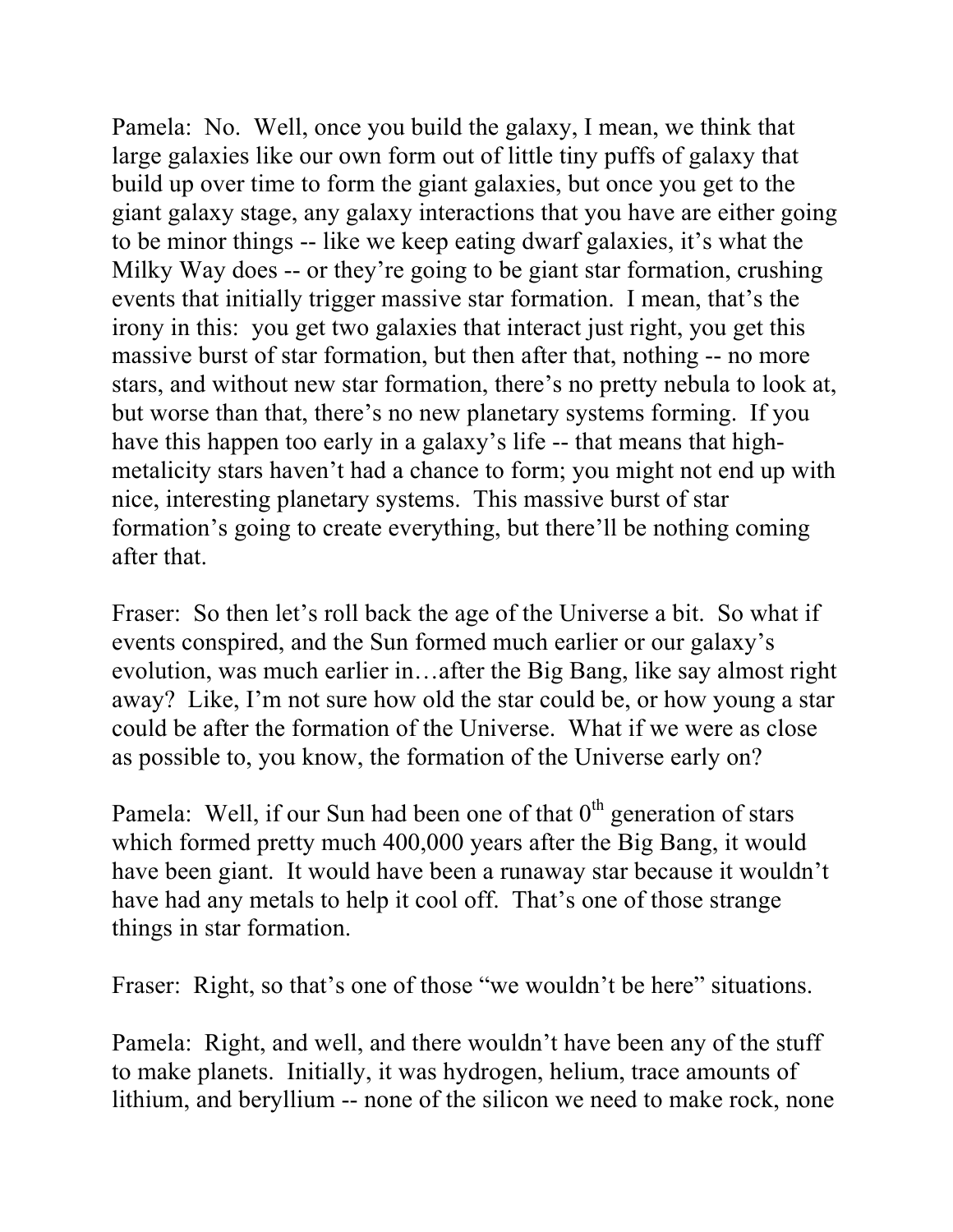Pamela: No. Well, once you build the galaxy, I mean, we think that large galaxies like our own form out of little tiny puffs of galaxy that build up over time to form the giant galaxies, but once you get to the giant galaxy stage, any galaxy interactions that you have are either going to be minor things -- like we keep eating dwarf galaxies, it's what the Milky Way does -- or they're going to be giant star formation, crushing events that initially trigger massive star formation. I mean, that's the irony in this: you get two galaxies that interact just right, you get this massive burst of star formation, but then after that, nothing -- no more stars, and without new star formation, there's no pretty nebula to look at, but worse than that, there's no new planetary systems forming. If you have this happen too early in a galaxy's life -- that means that high-metalicity stars haven't had a chance to form; you might not end up with nice, interesting planetary systems. This massive burst of star formation's going to create everything, but there'll be nothing coming after that.

Fraser: So then let's roll back the age of the Universe a bit. So what if events conspired, and the Sun formed much earlier or our galaxy's evolution, was much earlier in…after the Big Bang, like say almost right away? Like, I'm not sure how old the star could be, or how young a star could be after the formation of the Universe. What if we were as close as possible to, you know, the formation of the Universe early on?

Pamela: Well, if our Sun had been one of that $0^{th}$ generation of stars which formed pretty much 400,000 years after the Big Bang, it would have been giant. It would have been a runaway star because it wouldn't have had any metals to help it cool off. That's one of those strange things in star formation.

Fraser: Right, so that's one of those "we wouldn't be here" situations.

Pamela: Right, and well, and there wouldn't have been any of the stuff to make planets. Initially, it was hydrogen, helium, trace amounts of lithium, and beryllium -- none of the silicon we need to make rock, none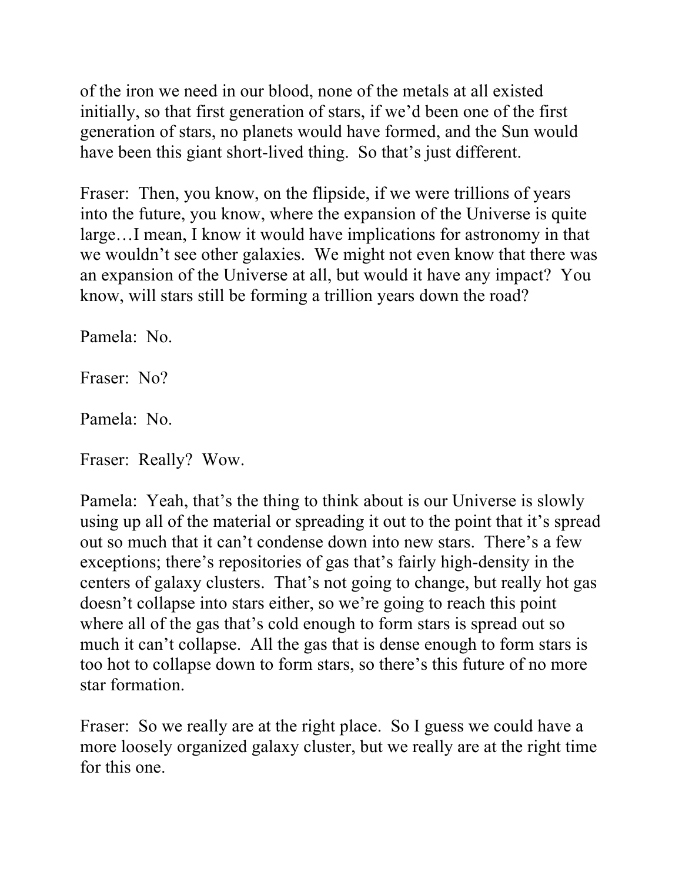of the iron we need in our blood, none of the metals at all existed initially, so that first generation of stars, if we'd been one of the first generation of stars, no planets would have formed, and the Sun would have been this giant short-lived thing. So that's just different.

Fraser: Then, you know, on the flipside, if we were trillions of years into the future, you know, where the expansion of the Universe is quite large…I mean, I know it would have implications for astronomy in that we wouldn't see other galaxies. We might not even know that there was an expansion of the Universe at all, but would it have any impact? You know, will stars still be forming a trillion years down the road?

Pamela: No.

Fraser: No?

Pamela: No.

Fraser: Really? Wow.

Pamela: Yeah, that's the thing to think about is our Universe is slowly using up all of the material or spreading it out to the point that it's spread out so much that it can't condense down into new stars. There's a few exceptions; there's repositories of gas that's fairly high-density in the centers of galaxy clusters. That's not going to change, but really hot gas doesn't collapse into stars either, so we're going to reach this point where all of the gas that's cold enough to form stars is spread out so much it can't collapse. All the gas that is dense enough to form stars is too hot to collapse down to form stars, so there's this future of no more star formation.

Fraser: So we really are at the right place. So I guess we could have a more loosely organized galaxy cluster, but we really are at the right time for this one.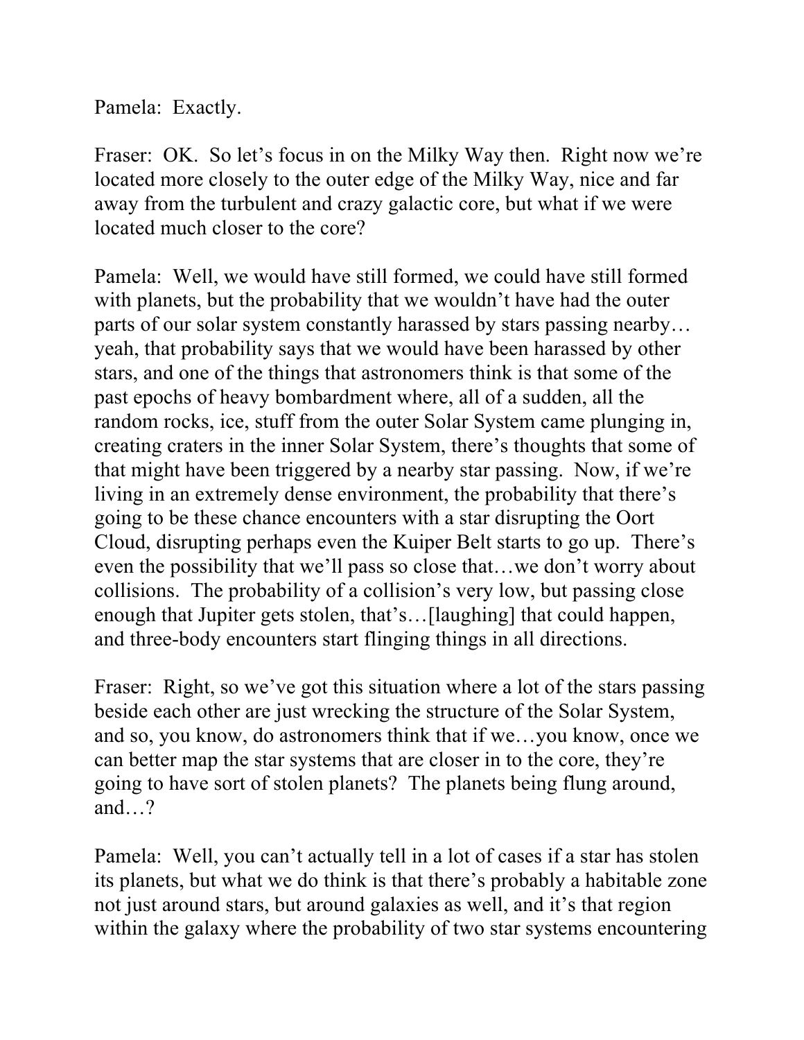Pamela: Exactly.

Fraser: OK. So let's focus in on the Milky Way then. Right now we're located more closely to the outer edge of the Milky Way, nice and far away from the turbulent and crazy galactic core, but what if we were located much closer to the core?

Pamela: Well, we would have still formed, we could have still formed with planets, but the probability that we wouldn't have had the outer parts of our solar system constantly harassed by stars passing nearby… yeah, that probability says that we would have been harassed by other stars, and one of the things that astronomers think is that some of the past epochs of heavy bombardment where, all of a sudden, all the random rocks, ice, stuff from the outer Solar System came plunging in, creating craters in the inner Solar System, there's thoughts that some of that might have been triggered by a nearby star passing. Now, if we're living in an extremely dense environment, the probability that there's going to be these chance encounters with a star disrupting the Oort Cloud, disrupting perhaps even the Kuiper Belt starts to go up. There's even the possibility that we'll pass so close that…we don't worry about collisions. The probability of a collision's very low, but passing close enough that Jupiter gets stolen, that's…[laughing] that could happen, and three-body encounters start flinging things in all directions.

Fraser: Right, so we've got this situation where a lot of the stars passing beside each other are just wrecking the structure of the Solar System, and so, you know, do astronomers think that if we…you know, once we can better map the star systems that are closer in to the core, they're going to have sort of stolen planets? The planets being flung around, and…?

Pamela: Well, you can't actually tell in a lot of cases if a star has stolen its planets, but what we do think is that there's probably a habitable zone not just around stars, but around galaxies as well, and it's that region within the galaxy where the probability of two star systems encountering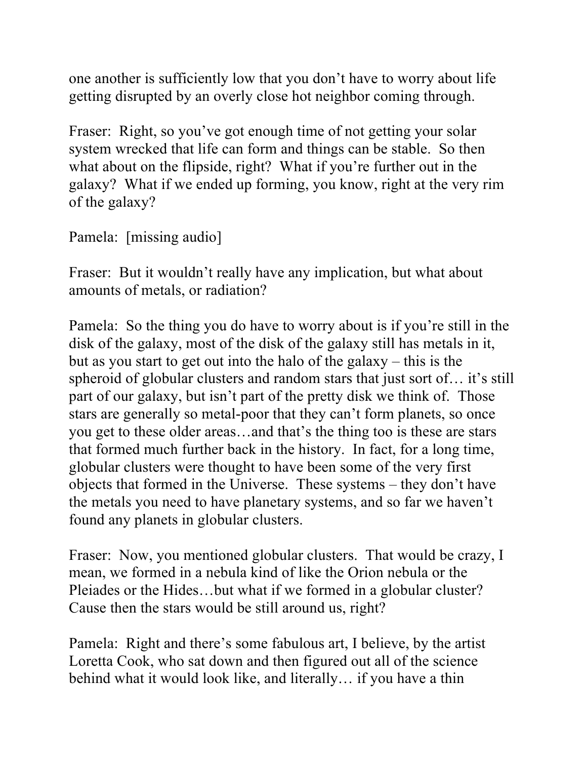one another is sufficiently low that you don't have to worry about life getting disrupted by an overly close hot neighbor coming through.

Fraser: Right, so you've got enough time of not getting your solar system wrecked that life can form and things can be stable. So then what about on the flipside, right? What if you're further out in the galaxy? What if we ended up forming, you know, right at the very rim of the galaxy?

Pamela: [missing audio]

Fraser: But it wouldn't really have any implication, but what about amounts of metals, or radiation?

Pamela: So the thing you do have to worry about is if you're still in the disk of the galaxy, most of the disk of the galaxy still has metals in it, but as you start to get out into the halo of the galaxy – this is the spheroid of globular clusters and random stars that just sort of… it's still part of our galaxy, but isn't part of the pretty disk we think of. Those stars are generally so metal-poor that they can't form planets, so once you get to these older areas…and that's the thing too is these are stars that formed much further back in the history. In fact, for a long time, globular clusters were thought to have been some of the very first objects that formed in the Universe. These systems – they don't have the metals you need to have planetary systems, and so far we haven't found any planets in globular clusters.

Fraser: Now, you mentioned globular clusters. That would be crazy, I mean, we formed in a nebula kind of like the Orion nebula or the Pleiades or the Hides…but what if we formed in a globular cluster? Cause then the stars would be still around us, right?

Pamela: Right and there's some fabulous art, I believe, by the artist Loretta Cook, who sat down and then figured out all of the science behind what it would look like, and literally… if you have a thin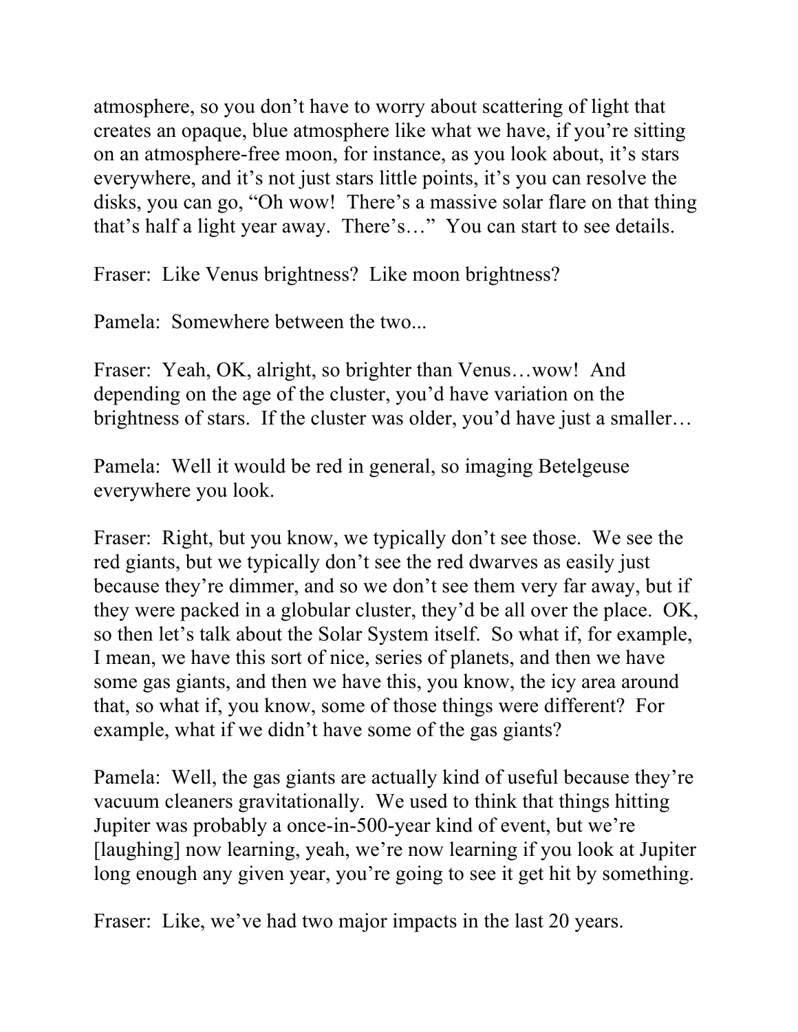atmosphere, so you don't have to worry about scattering of light that creates an opaque, blue atmosphere like what we have, if you're sitting on an atmosphere-free moon, for instance, as you look about, it's stars everywhere, and it's not just stars little points, it's you can resolve the disks, you can go, "Oh wow! There's a massive solar flare on that thing that's half a light year away. There's…" You can start to see details.

Fraser: Like Venus brightness? Like moon brightness?

Pamela: Somewhere between the two...

Fraser: Yeah, OK, alright, so brighter than Venus…wow! And depending on the age of the cluster, you'd have variation on the brightness of stars. If the cluster was older, you'd have just a smaller…

Pamela: Well it would be red in general, so imaging Betelgeuse everywhere you look.

Fraser: Right, but you know, we typically don't see those. We see the red giants, but we typically don't see the red dwarves as easily just because they're dimmer, and so we don't see them very far away, but if they were packed in a globular cluster, they'd be all over the place. OK, so then let's talk about the Solar System itself. So what if, for example, I mean, we have this sort of nice, series of planets, and then we have some gas giants, and then we have this, you know, the icy area around that, so what if, you know, some of those things were different? For example, what if we didn't have some of the gas giants?

Pamela: Well, the gas giants are actually kind of useful because they're vacuum cleaners gravitationally. We used to think that things hitting Jupiter was probably a once-in-500-year kind of event, but we're [laughing] now learning, yeah, we're now learning if you look at Jupiter long enough any given year, you're going to see it get hit by something.

Fraser: Like, we've had two major impacts in the last 20 years.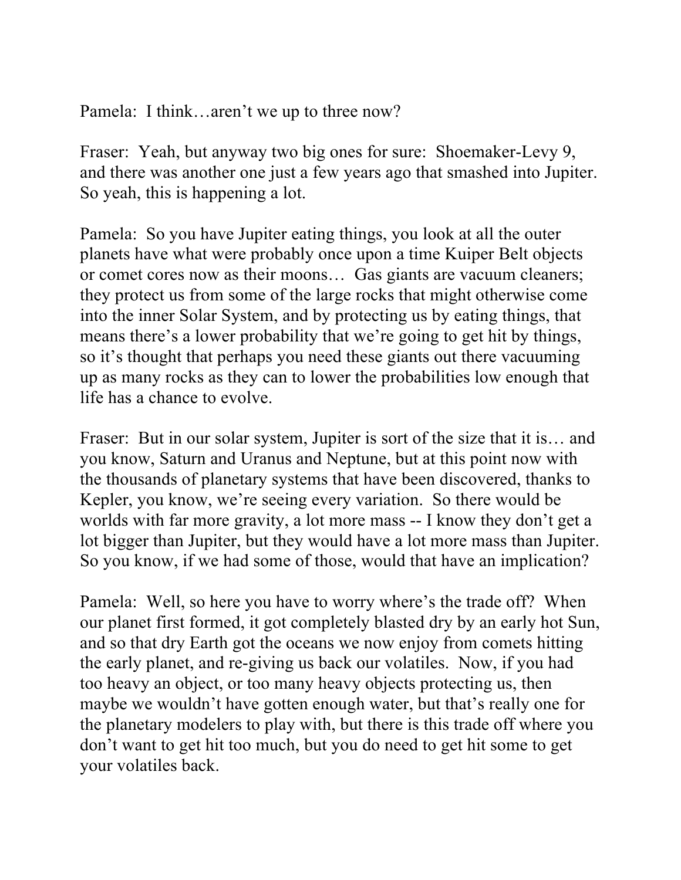Pamela: I think…aren't we up to three now?

Fraser: Yeah, but anyway two big ones for sure: Shoemaker-Levy 9, and there was another one just a few years ago that smashed into Jupiter. So yeah, this is happening a lot.

Pamela: So you have Jupiter eating things, you look at all the outer planets have what were probably once upon a time Kuiper Belt objects or comet cores now as their moons… Gas giants are vacuum cleaners; they protect us from some of the large rocks that might otherwise come into the inner Solar System, and by protecting us by eating things, that means there's a lower probability that we're going to get hit by things, so it's thought that perhaps you need these giants out there vacuuming up as many rocks as they can to lower the probabilities low enough that life has a chance to evolve.

Fraser: But in our solar system, Jupiter is sort of the size that it is… and you know, Saturn and Uranus and Neptune, but at this point now with the thousands of planetary systems that have been discovered, thanks to Kepler, you know, we're seeing every variation. So there would be worlds with far more gravity, a lot more mass -- I know they don't get a lot bigger than Jupiter, but they would have a lot more mass than Jupiter. So you know, if we had some of those, would that have an implication?

Pamela: Well, so here you have to worry where's the trade off? When our planet first formed, it got completely blasted dry by an early hot Sun, and so that dry Earth got the oceans we now enjoy from comets hitting the early planet, and re-giving us back our volatiles. Now, if you had too heavy an object, or too many heavy objects protecting us, then maybe we wouldn't have gotten enough water, but that's really one for the planetary modelers to play with, but there is this trade off where you don't want to get hit too much, but you do need to get hit some to get your volatiles back.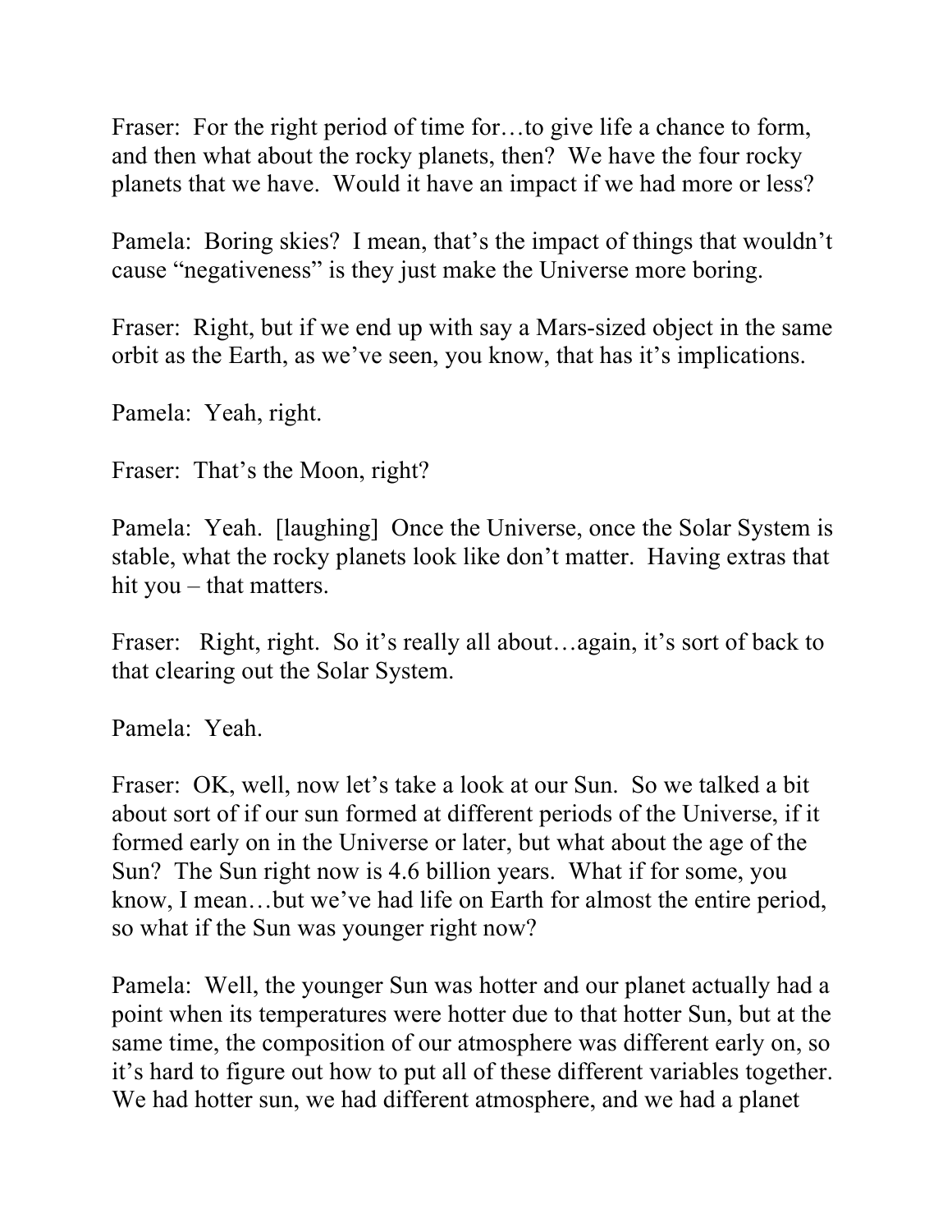Fraser: For the right period of time for…to give life a chance to form, and then what about the rocky planets, then? We have the four rocky planets that we have. Would it have an impact if we had more or less?

Pamela: Boring skies? I mean, that's the impact of things that wouldn't cause "negativeness" is they just make the Universe more boring.

Fraser: Right, but if we end up with say a Mars-sized object in the same orbit as the Earth, as we've seen, you know, that has it's implications.

Pamela: Yeah, right.

Fraser: That's the Moon, right?

Pamela: Yeah. [laughing] Once the Universe, once the Solar System is stable, what the rocky planets look like don't matter. Having extras that hit you – that matters.

Fraser: Right, right. So it's really all about…again, it's sort of back to that clearing out the Solar System.

Pamela: Yeah.

Fraser: OK, well, now let's take a look at our Sun. So we talked a bit about sort of if our sun formed at different periods of the Universe, if it formed early on in the Universe or later, but what about the age of the Sun? The Sun right now is 4.6 billion years. What if for some, you know, I mean…but we've had life on Earth for almost the entire period, so what if the Sun was younger right now?

Pamela: Well, the younger Sun was hotter and our planet actually had a point when its temperatures were hotter due to that hotter Sun, but at the same time, the composition of our atmosphere was different early on, so it's hard to figure out how to put all of these different variables together. We had hotter sun, we had different atmosphere, and we had a planet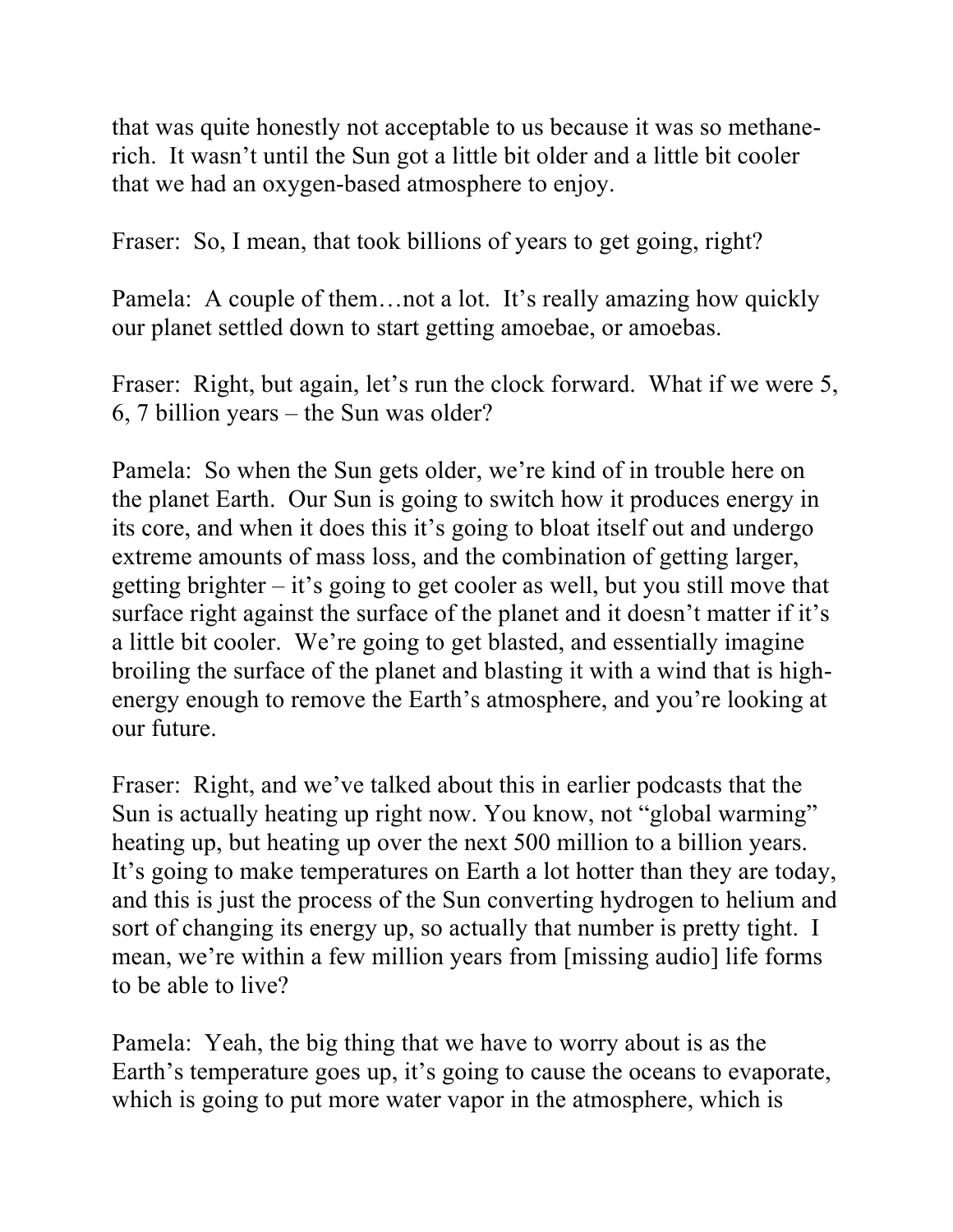that was quite honestly not acceptable to us because it was so methane-rich. It wasn't until the Sun got a little bit older and a little bit cooler that we had an oxygen-based atmosphere to enjoy.

Fraser: So, I mean, that took billions of years to get going, right?

Pamela: A couple of them…not a lot. It's really amazing how quickly our planet settled down to start getting amoebae, or amoebas.

Fraser: Right, but again, let's run the clock forward. What if we were 5, 6, 7 billion years – the Sun was older?

Pamela: So when the Sun gets older, we're kind of in trouble here on the planet Earth. Our Sun is going to switch how it produces energy in its core, and when it does this it's going to bloat itself out and undergo extreme amounts of mass loss, and the combination of getting larger, getting brighter – it's going to get cooler as well, but you still move that surface right against the surface of the planet and it doesn't matter if it's a little bit cooler. We're going to get blasted, and essentially imagine broiling the surface of the planet and blasting it with a wind that is high-energy enough to remove the Earth's atmosphere, and you're looking at our future.

Fraser: Right, and we've talked about this in earlier podcasts that the Sun is actually heating up right now. You know, not "global warming" heating up, but heating up over the next 500 million to a billion years. It's going to make temperatures on Earth a lot hotter than they are today, and this is just the process of the Sun converting hydrogen to helium and sort of changing its energy up, so actually that number is pretty tight. I mean, we're within a few million years from [missing audio] life forms to be able to live?

Pamela: Yeah, the big thing that we have to worry about is as the Earth's temperature goes up, it's going to cause the oceans to evaporate, which is going to put more water vapor in the atmosphere, which is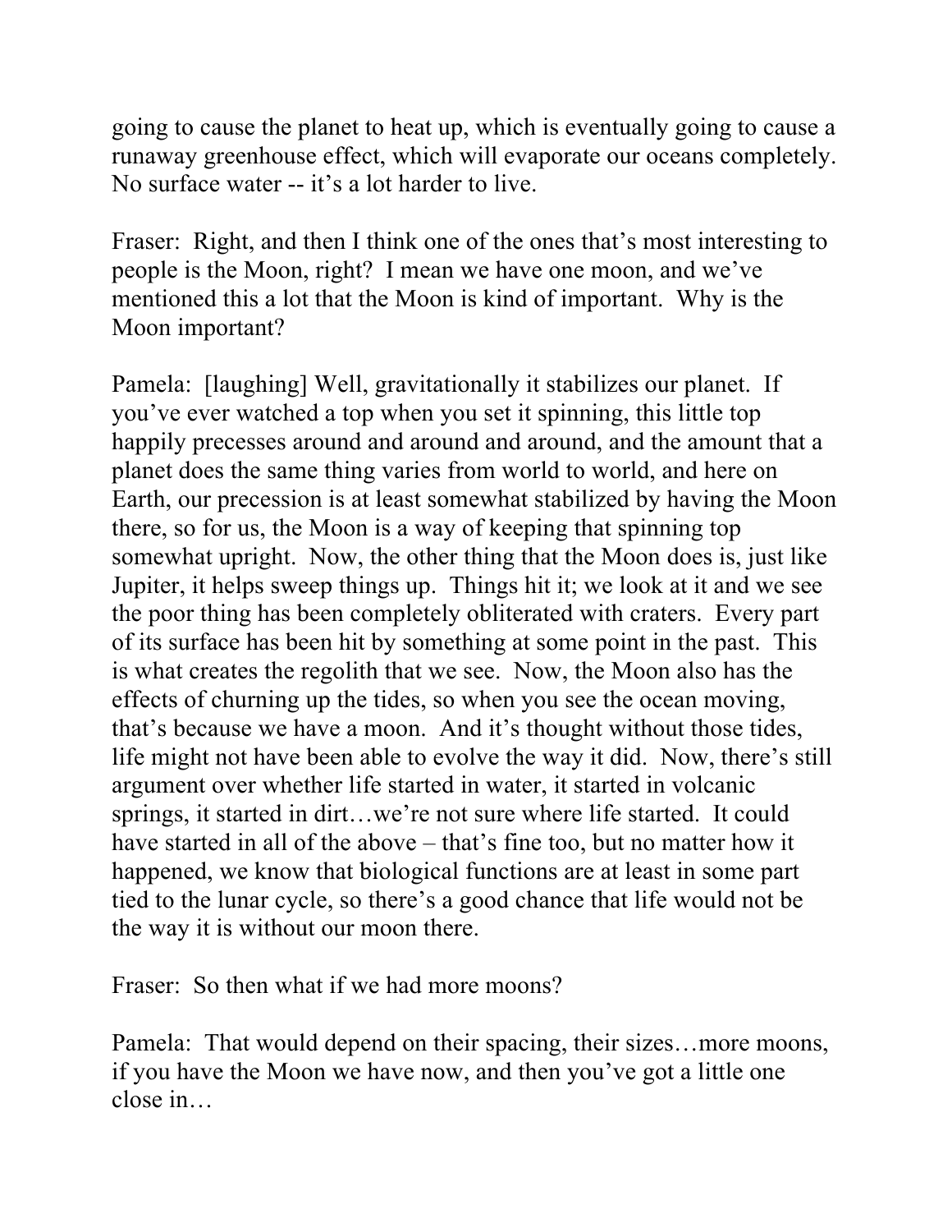going to cause the planet to heat up, which is eventually going to cause a runaway greenhouse effect, which will evaporate our oceans completely. No surface water -- it's a lot harder to live.

Fraser: Right, and then I think one of the ones that's most interesting to people is the Moon, right? I mean we have one moon, and we've mentioned this a lot that the Moon is kind of important. Why is the Moon important?

Pamela: [laughing] Well, gravitationally it stabilizes our planet. If you've ever watched a top when you set it spinning, this little top happily precesses around and around and around, and the amount that a planet does the same thing varies from world to world, and here on Earth, our precession is at least somewhat stabilized by having the Moon there, so for us, the Moon is a way of keeping that spinning top somewhat upright. Now, the other thing that the Moon does is, just like Jupiter, it helps sweep things up. Things hit it; we look at it and we see the poor thing has been completely obliterated with craters. Every part of its surface has been hit by something at some point in the past. This is what creates the regolith that we see. Now, the Moon also has the effects of churning up the tides, so when you see the ocean moving, that's because we have a moon. And it's thought without those tides, life might not have been able to evolve the way it did. Now, there's still argument over whether life started in water, it started in volcanic springs, it started in dirt…we're not sure where life started. It could have started in all of the above – that's fine too, but no matter how it happened, we know that biological functions are at least in some part tied to the lunar cycle, so there's a good chance that life would not be the way it is without our moon there.

Fraser: So then what if we had more moons?

Pamela: That would depend on their spacing, their sizes…more moons, if you have the Moon we have now, and then you've got a little one close in…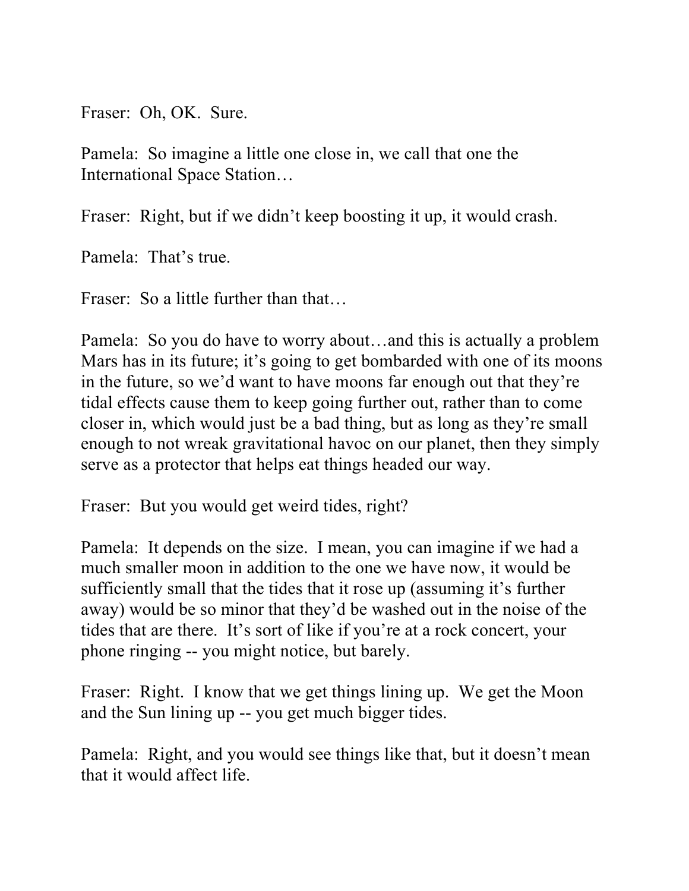Fraser: Oh, OK. Sure.

Pamela: So imagine a little one close in, we call that one the International Space Station…

Fraser: Right, but if we didn't keep boosting it up, it would crash.

Pamela: That's true.

Fraser: So a little further than that…

Pamela: So you do have to worry about…and this is actually a problem Mars has in its future; it's going to get bombarded with one of its moons in the future, so we'd want to have moons far enough out that they're tidal effects cause them to keep going further out, rather than to come closer in, which would just be a bad thing, but as long as they're small enough to not wreak gravitational havoc on our planet, then they simply serve as a protector that helps eat things headed our way.

Fraser: But you would get weird tides, right?

Pamela: It depends on the size. I mean, you can imagine if we had a much smaller moon in addition to the one we have now, it would be sufficiently small that the tides that it rose up (assuming it's further away) would be so minor that they'd be washed out in the noise of the tides that are there. It's sort of like if you're at a rock concert, your phone ringing -- you might notice, but barely.

Fraser: Right. I know that we get things lining up. We get the Moon and the Sun lining up -- you get much bigger tides.

Pamela: Right, and you would see things like that, but it doesn't mean that it would affect life.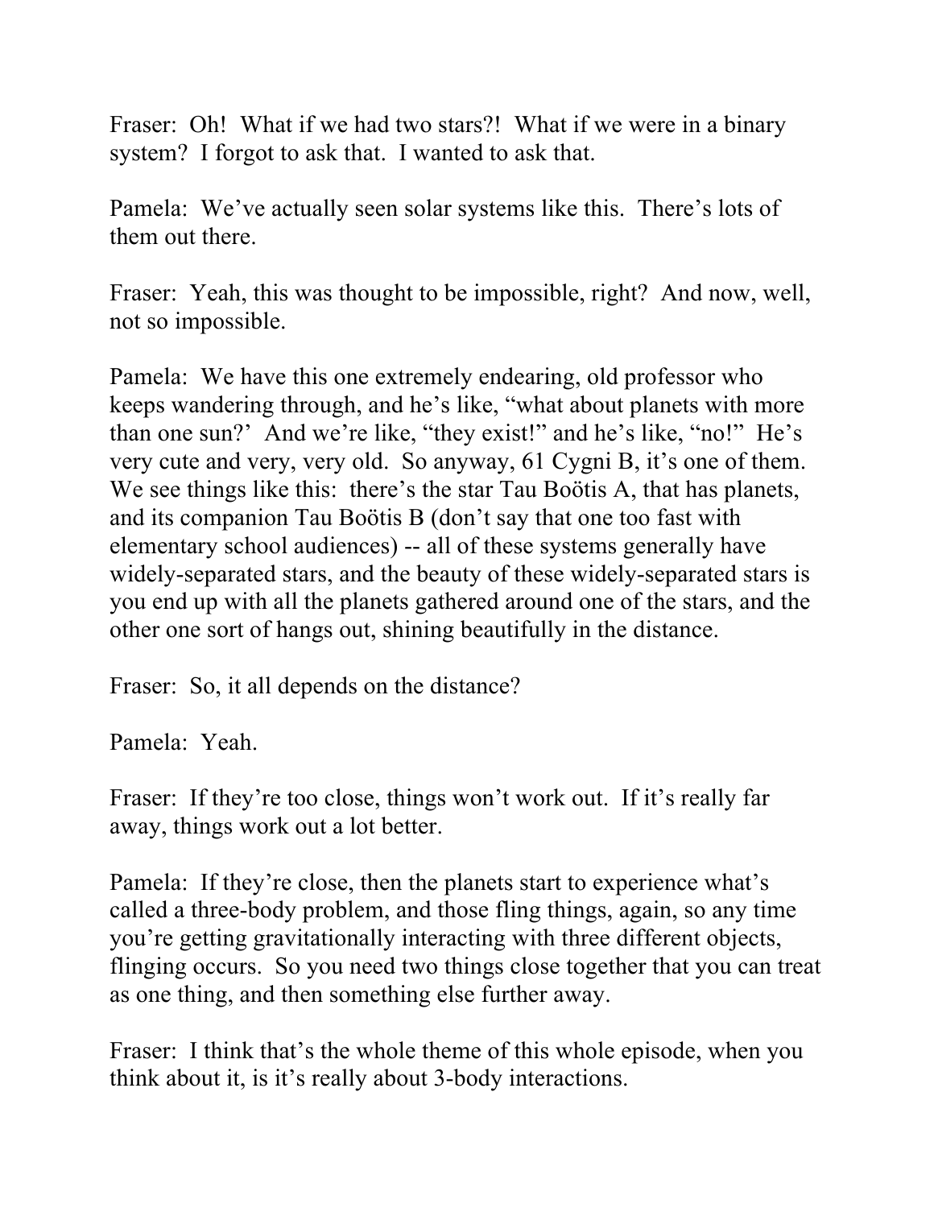Fraser: Oh! What if we had two stars?! What if we were in a binary system? I forgot to ask that. I wanted to ask that.

Pamela: We've actually seen solar systems like this. There's lots of them out there.

Fraser: Yeah, this was thought to be impossible, right? And now, well, not so impossible.

Pamela: We have this one extremely endearing, old professor who keeps wandering through, and he's like, "what about planets with more than one sun?' And we're like, "they exist!" and he's like, "no!" He's very cute and very, very old. So anyway, 61 Cygni B, it's one of them. We see things like this: there's the star Tau Boötis A, that has planets, and its companion Tau Boötis B (don't say that one too fast with elementary school audiences) -- all of these systems generally have widely-separated stars, and the beauty of these widely-separated stars is you end up with all the planets gathered around one of the stars, and the other one sort of hangs out, shining beautifully in the distance.

Fraser: So, it all depends on the distance?

Pamela: Yeah.

Fraser: If they're too close, things won't work out. If it's really far away, things work out a lot better.

Pamela: If they're close, then the planets start to experience what's called a three-body problem, and those fling things, again, so any time you're getting gravitationally interacting with three different objects, flinging occurs. So you need two things close together that you can treat as one thing, and then something else further away.

Fraser: I think that's the whole theme of this whole episode, when you think about it, is it's really about 3-body interactions.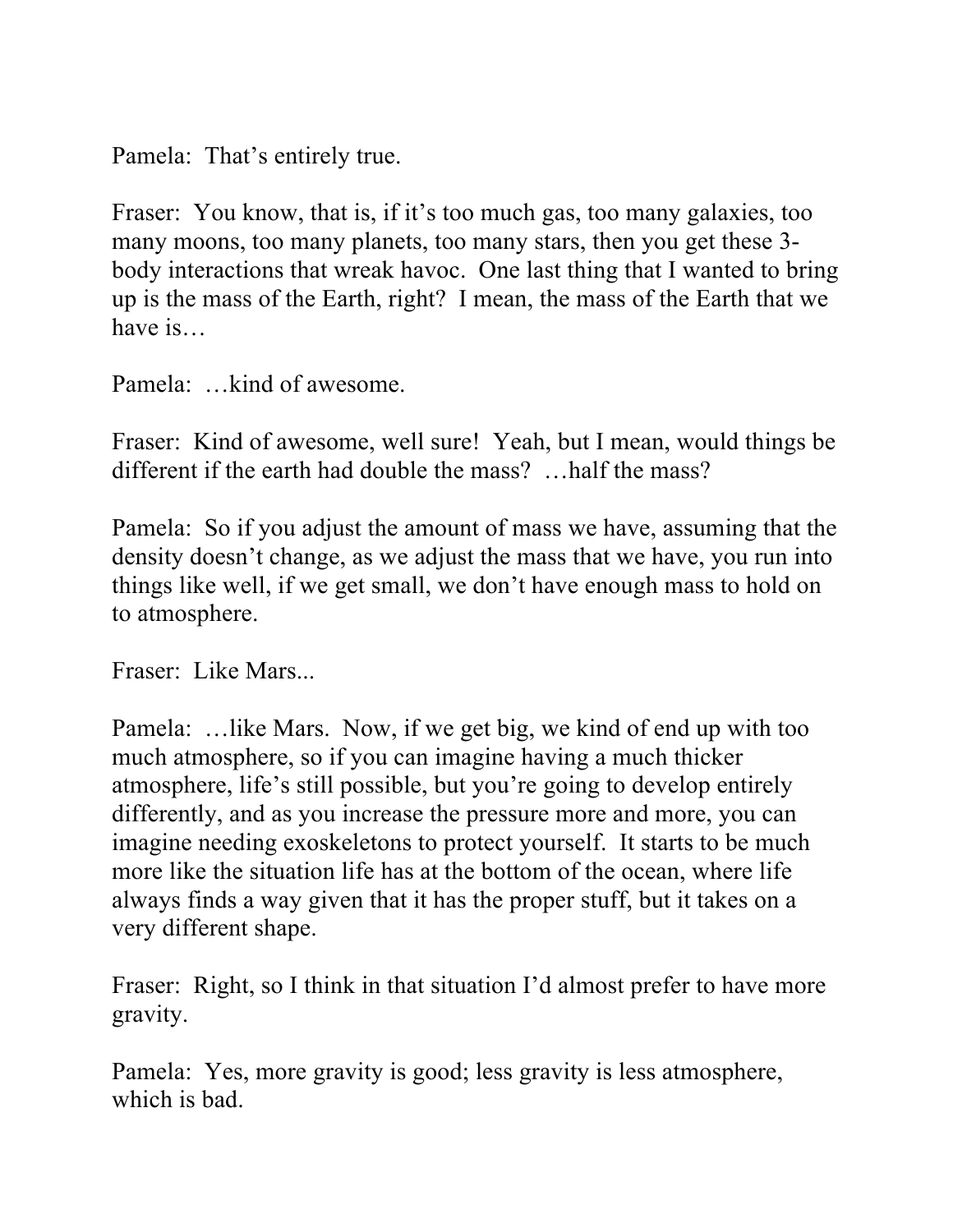Pamela:  That's entirely true.

Fraser:  You know, that is, if it's too much gas, too many galaxies, too many moons, too many planets, too many stars, then you get these 3-body interactions that wreak havoc.  One last thing that I wanted to bring up is the mass of the Earth, right?  I mean, the mass of the Earth that we have is…

Pamela:  …kind of awesome.

Fraser:  Kind of awesome, well sure!  Yeah, but I mean, would things be different if the earth had double the mass?  …half the mass?

Pamela:  So if you adjust the amount of mass we have, assuming that the density doesn't change, as we adjust the mass that we have, you run into things like well, if we get small, we don't have enough mass to hold on to atmosphere.

Fraser:  Like Mars...

Pamela:  …like Mars.  Now, if we get big, we kind of end up with too much atmosphere, so if you can imagine having a much thicker atmosphere, life's still possible, but you're going to develop entirely differently, and as you increase the pressure more and more, you can imagine needing exoskeletons to protect yourself.  It starts to be much more like the situation life has at the bottom of the ocean, where life always finds a way given that it has the proper stuff, but it takes on a very different shape.

Fraser:  Right, so I think in that situation I'd almost prefer to have more gravity.

Pamela:  Yes, more gravity is good; less gravity is less atmosphere, which is bad.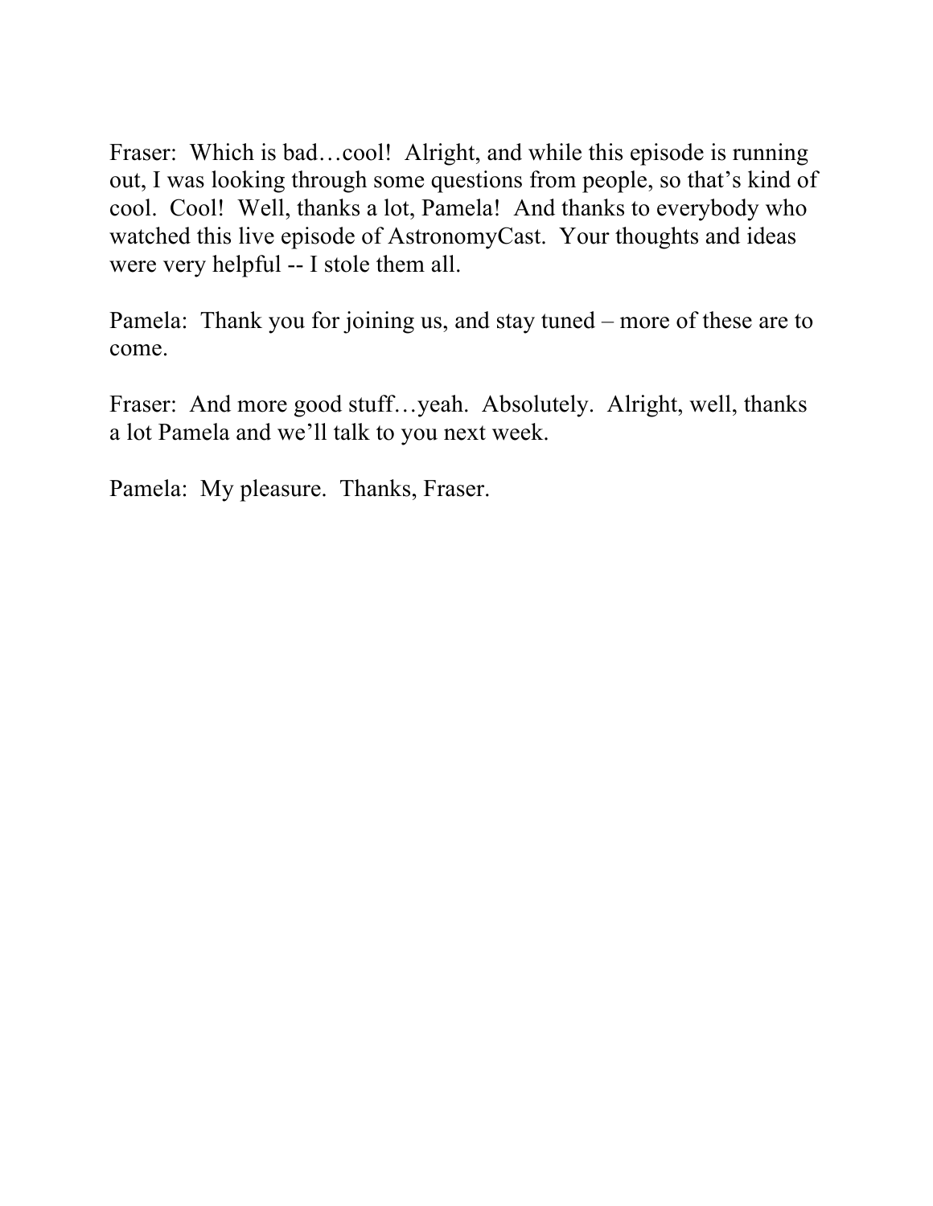Fraser: Which is bad…cool! Alright, and while this episode is running out, I was looking through some questions from people, so that's kind of cool. Cool! Well, thanks a lot, Pamela! And thanks to everybody who watched this live episode of AstronomyCast. Your thoughts and ideas were very helpful -- I stole them all.

Pamela: Thank you for joining us, and stay tuned – more of these are to come.

Fraser: And more good stuff…yeah. Absolutely. Alright, well, thanks a lot Pamela and we'll talk to you next week.

Pamela: My pleasure. Thanks, Fraser.